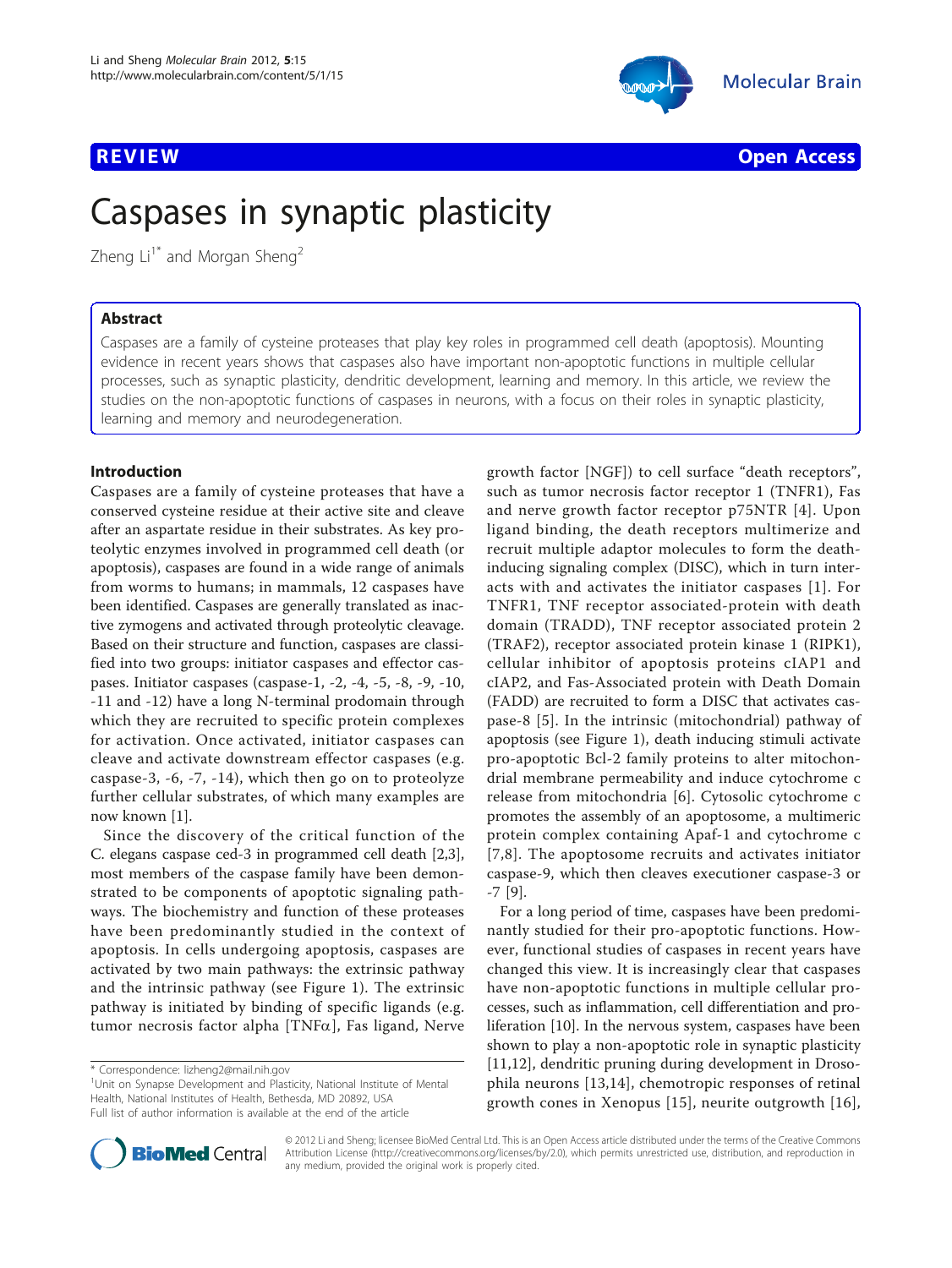REVIEW Open Access

# Caspases in synaptic plasticity

Zheng Li[1*] and Morgan Sheng[2]

## Abstract

Caspases are a family of cysteine proteases that play key roles in programmed cell death (apoptosis). Mounting evidence in recent years shows that caspases also have important non-apoptotic functions in multiple cellular processes, such as synaptic plasticity, dendritic development, learning and memory. In this article, we review the studies on the non-apoptotic functions of caspases in neurons, with a focus on their roles in synaptic plasticity, learning and memory and neurodegeneration.

## Introduction

Caspases are a family of cysteine proteases that have a conserved cysteine residue at their active site and cleave after an aspartate residue in their substrates. As key proteolytic enzymes involved in programmed cell death (or apoptosis), caspases are found in a wide range of animals from worms to humans; in mammals, 12 caspases have been identified. Caspases are generally translated as inactive zymogens and activated through proteolytic cleavage. Based on their structure and function, caspases are classified into two groups: initiator caspases and effector caspases. Initiator caspases (caspase-1, -2, -4, -5, -8, -9, -10, -11 and -12) have a long N-terminal prodomain through which they are recruited to specific protein complexes for activation. Once activated, initiator caspases can cleave and activate downstream effector caspases (e.g. caspase-3, -6, -7, -14), which then go on to proteolyze further cellular substrates, of which many examples are now known [1].

Since the discovery of the critical function of the C. elegans caspase ced-3 in programmed cell death [2,3], most members of the caspase family have been demonstrated to be components of apoptotic signaling pathways. The biochemistry and function of these proteases have been predominantly studied in the context of apoptosis. In cells undergoing apoptosis, caspases are activated by two main pathways: the extrinsic pathway and the intrinsic pathway (see Figure 1). The extrinsic pathway is initiated by binding of specific ligands (e.g. tumor necrosis factor alpha [TNF$\alpha$], Fas ligand, Nerve growth factor [NGF]) to cell surface "death receptors", such as tumor necrosis factor receptor 1 (TNFR1), Fas and nerve growth factor receptor p75NTR [4]. Upon ligand binding, the death receptors multimerize and recruit multiple adaptor molecules to form the death-inducing signaling complex (DISC), which in turn interacts with and activates the initiator caspases [1]. For TNFR1, TNF receptor associated-protein with death domain (TRADD), TNF receptor associated protein 2 (TRAF2), receptor associated protein kinase 1 (RIPK1), cellular inhibitor of apoptosis proteins cIAP1 and cIAP2, and Fas-Associated protein with Death Domain (FADD) are recruited to form a DISC that activates caspase-8 [5]. In the intrinsic (mitochondrial) pathway of apoptosis (see Figure 1), death inducing stimuli activate pro-apoptotic Bcl-2 family proteins to alter mitochondrial membrane permeability and induce cytochrome c release from mitochondria [6]. Cytosolic cytochrome c promotes the assembly of an apoptosome, a multimeric protein complex containing Apaf-1 and cytochrome c [7,8]. The apoptosome recruits and activates initiator caspase-9, which then cleaves executioner caspase-3 or -7 [9].

For a long period of time, caspases have been predominantly studied for their pro-apoptotic functions. However, functional studies of caspases in recent years have changed this view. It is increasingly clear that caspases have non-apoptotic functions in multiple cellular processes, such as inflammation, cell differentiation and proliferation [10]. In the nervous system, caspases have been shown to play a non-apoptotic role in synaptic plasticity [11,12], dendritic pruning during development in Drosophila neurons [13,14], chemotropic responses of retinal growth cones in Xenopus [15], neurite outgrowth [16],

\* Correspondence: lizheng2@mail.nih.gov
[1]Unit on Synapse Development and Plasticity, National Institute of Mental Health, National Institutes of Health, Bethesda, MD 20892, USA
Full list of author information is available at the end of the article

© 2012 Li and Sheng; licensee BioMed Central Ltd. This is an Open Access article distributed under the terms of the Creative Commons Attribution License (http://creativecommons.org/licenses/by/2.0), which permits unrestricted use, distribution, and reproduction in any medium, provided the original work is properly cited.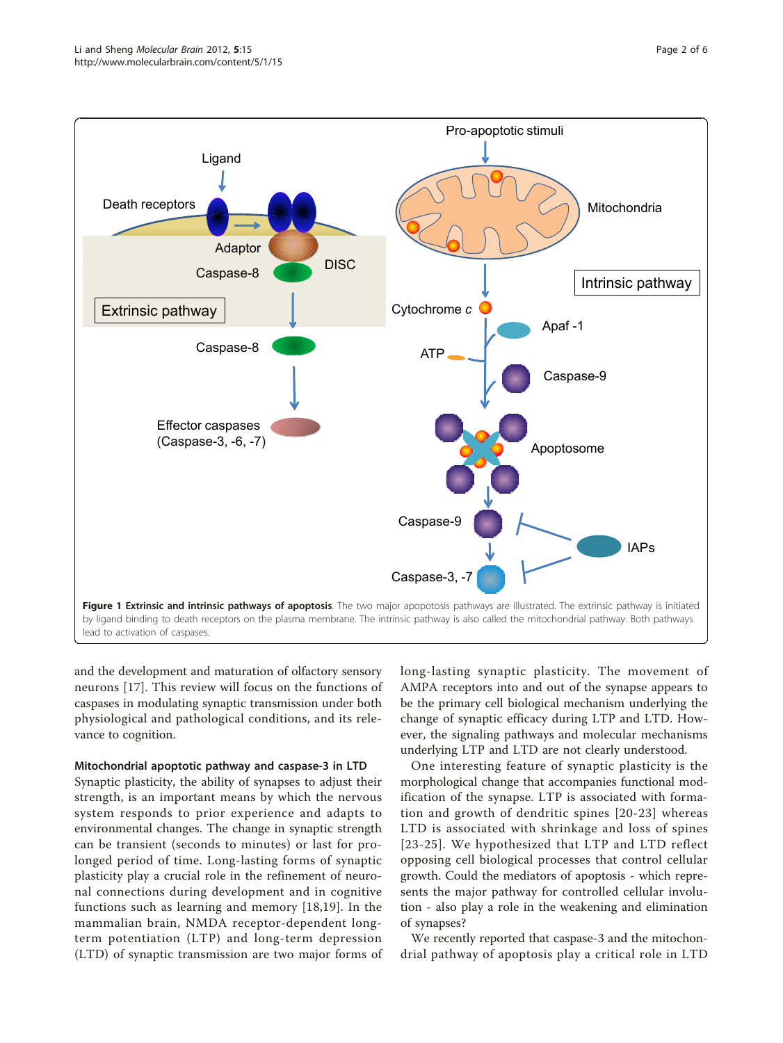**Figure 1 Extrinsic and intrinsic pathways of apoptosis**. The two major apoptosis pathways are illustrated. The extrinsic pathway is initiated by ligand binding to death receptors on the plasma membrane. The intrinsic pathway is also called the mitochondrial pathway. Both pathways lead to activation of caspases.

and the development and maturation of olfactory sensory neurons [17]. This review will focus on the functions of caspases in modulating synaptic transmission under both physiological and pathological conditions, and its relevance to cognition.

### Mitochondrial apoptotic pathway and caspase-3 in LTD

Synaptic plasticity, the ability of synapses to adjust their strength, is an important means by which the nervous system responds to prior experience and adapts to environmental changes. The change in synaptic strength can be transient (seconds to minutes) or last for prolonged period of time. Long-lasting forms of synaptic plasticity play a crucial role in the refinement of neuronal connections during development and in cognitive functions such as learning and memory [18,19]. In the mammalian brain, NMDA receptor-dependent long-term potentiation (LTP) and long-term depression (LTD) of synaptic transmission are two major forms of long-lasting synaptic plasticity. The movement of AMPA receptors into and out of the synapse appears to be the primary cell biological mechanism underlying the change of synaptic efficacy during LTP and LTD. However, the signaling pathways and molecular mechanisms underlying LTP and LTD are not clearly understood.

One interesting feature of synaptic plasticity is the morphological change that accompanies functional modification of the synapse. LTP is associated with formation and growth of dendritic spines [20-23] whereas LTD is associated with shrinkage and loss of spines [23-25]. We hypothesized that LTP and LTD reflect opposing cell biological processes that control cellular growth. Could the mediators of apoptosis - which represents the major pathway for controlled cellular involution - also play a role in the weakening and elimination of synapses?

We recently reported that caspase-3 and the mitochondrial pathway of apoptosis play a critical role in LTD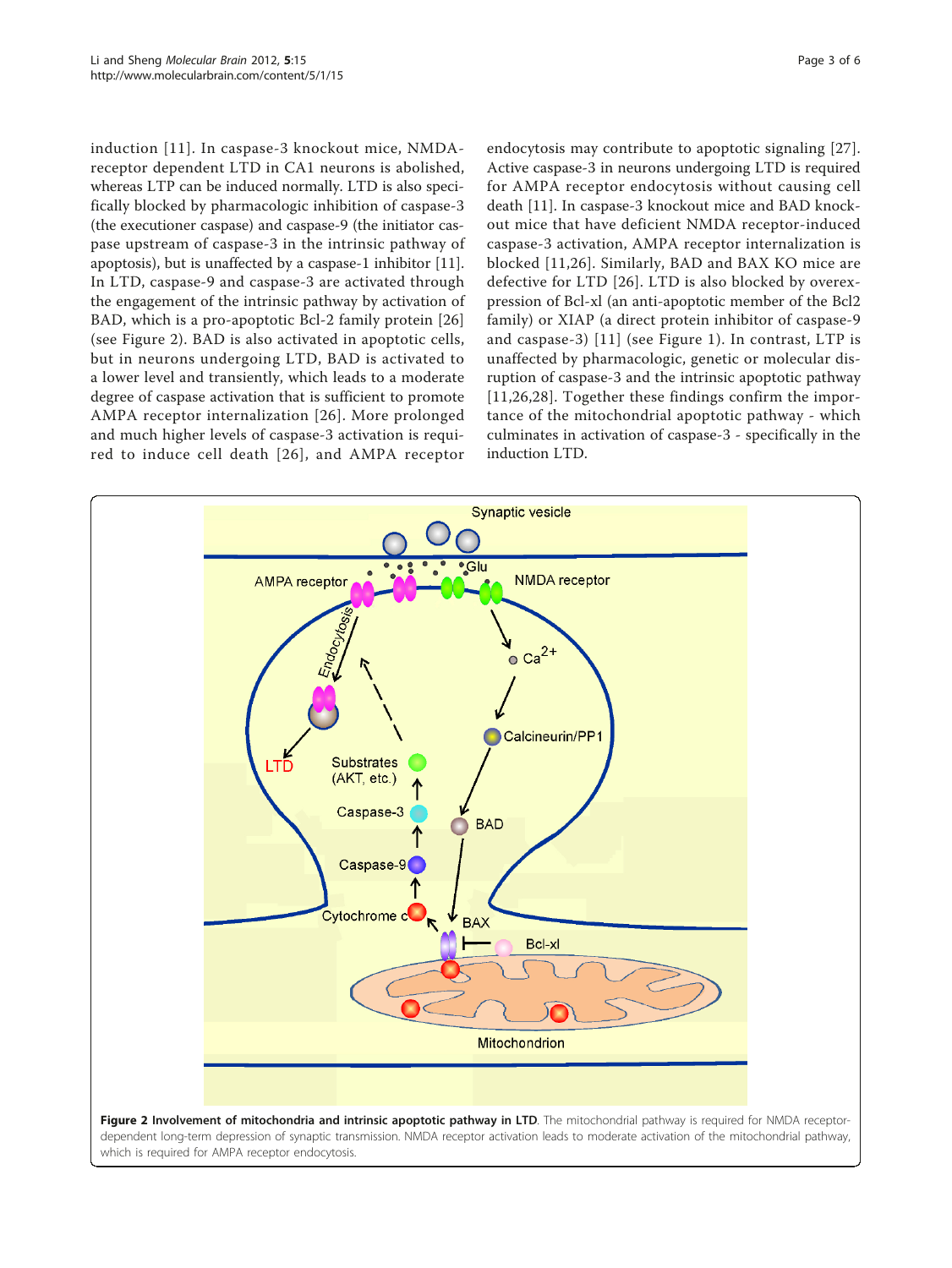induction [11]. In caspase-3 knockout mice, NMDA-receptor dependent LTD in CA1 neurons is abolished, whereas LTP can be induced normally. LTD is also specifically blocked by pharmacologic inhibition of caspase-3 (the executioner caspase) and caspase-9 (the initiator caspase upstream of caspase-3 in the intrinsic pathway of apoptosis), but is unaffected by a caspase-1 inhibitor [11]. In LTD, caspase-9 and caspase-3 are activated through the engagement of the intrinsic pathway by activation of BAD, which is a pro-apoptotic Bcl-2 family protein [26] (see Figure 2). BAD is also activated in apoptotic cells, but in neurons undergoing LTD, BAD is activated to a lower level and transiently, which leads to a moderate degree of caspase activation that is sufficient to promote AMPA receptor internalization [26]. More prolonged and much higher levels of caspase-3 activation is required to induce cell death [26], and AMPA receptor endocytosis may contribute to apoptotic signaling [27]. Active caspase-3 in neurons undergoing LTD is required for AMPA receptor endocytosis without causing cell death [11]. In caspase-3 knockout mice and BAD knockout mice that have deficient NMDA receptor-induced caspase-3 activation, AMPA receptor internalization is blocked [11,26]. Similarly, BAD and BAX KO mice are defective for LTD [26]. LTD is also blocked by overexpression of Bcl-xl (an anti-apoptotic member of the Bcl2 family) or XIAP (a direct protein inhibitor of caspase-9 and caspase-3) [11] (see Figure 1). In contrast, LTP is unaffected by pharmacologic, genetic or molecular disruption of caspase-3 and the intrinsic apoptotic pathway [11,26,28]. Together these findings confirm the importance of the mitochondrial apoptotic pathway - which culminates in activation of caspase-3 - specifically in the induction LTD.

**Figure 2 Involvement of mitochondria and intrinsic apoptotic pathway in LTD**. The mitochondrial pathway is required for NMDA receptor-dependent long-term depression of synaptic transmission. NMDA receptor activation leads to moderate activation of the mitochondrial pathway, which is required for AMPA receptor endocytosis.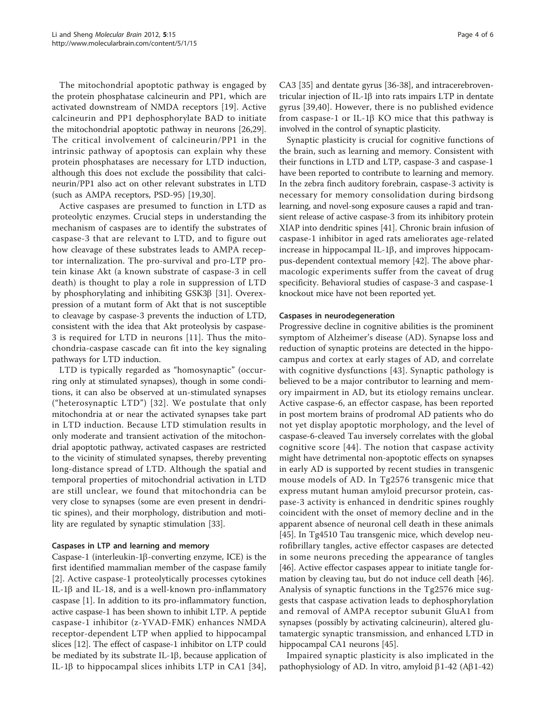The mitochondrial apoptotic pathway is engaged by the protein phosphatase calcineurin and PP1, which are activated downstream of NMDA receptors [19]. Active calcineurin and PP1 dephosphorylate BAD to initiate the mitochondrial apoptotic pathway in neurons [26,29]. The critical involvement of calcineurin/PP1 in the intrinsic pathway of apoptosis can explain why these protein phosphatases are necessary for LTD induction, although this does not exclude the possibility that calcineurin/PP1 also act on other relevant substrates in LTD (such as AMPA receptors, PSD-95) [19,30].

Active caspases are presumed to function in LTD as proteolytic enzymes. Crucial steps in understanding the mechanism of caspases are to identify the substrates of caspase-3 that are relevant to LTD, and to figure out how cleavage of these substrates leads to AMPA receptor internalization. The pro-survival and pro-LTP protein kinase Akt (a known substrate of caspase-3 in cell death) is thought to play a role in suppression of LTD by phosphorylating and inhibiting GSK3β [31]. Overexpression of a mutant form of Akt that is not susceptible to cleavage by caspase-3 prevents the induction of LTD, consistent with the idea that Akt proteolysis by caspase-3 is required for LTD in neurons [11]. Thus the mitochondria-caspase cascade can fit into the key signaling pathways for LTD induction.

LTD is typically regarded as "homosynaptic" (occurring only at stimulated synapses), though in some conditions, it can also be observed at un-stimulated synapses ("heterosynaptic LTD") [32]. We postulate that only mitochondria at or near the activated synapses take part in LTD induction. Because LTD stimulation results in only moderate and transient activation of the mitochondrial apoptotic pathway, activated caspases are restricted to the vicinity of stimulated synapses, thereby preventing long-distance spread of LTD. Although the spatial and temporal properties of mitochondrial activation in LTD are still unclear, we found that mitochondria can be very close to synapses (some are even present in dendritic spines), and their morphology, distribution and motility are regulated by synaptic stimulation [33].

### Caspases in LTP and learning and memory

Caspase-1 (interleukin-1β-converting enzyme, ICE) is the first identified mammalian member of the caspase family [2]. Active caspase-1 proteolytically processes cytokines IL-1β and IL-18, and is a well-known pro-inflammatory caspase [1]. In addition to its pro-inflammatory function, active caspase-1 has been shown to inhibit LTP. A peptide caspase-1 inhibitor (z-YVAD-FMK) enhances NMDA receptor-dependent LTP when applied to hippocampal slices [12]. The effect of caspase-1 inhibitor on LTP could be mediated by its substrate IL-1β, because application of IL-1β to hippocampal slices inhibits LTP in CA1 [34], CA3 [35] and dentate gyrus [36-38], and intracerebroventricular injection of IL-1β into rats impairs LTP in dentate gyrus [39,40]. However, there is no published evidence from caspase-1 or IL-1β KO mice that this pathway is involved in the control of synaptic plasticity.

Synaptic plasticity is crucial for cognitive functions of the brain, such as learning and memory. Consistent with their functions in LTD and LTP, caspase-3 and caspase-1 have been reported to contribute to learning and memory. In the zebra finch auditory forebrain, caspase-3 activity is necessary for memory consolidation during birdsong learning, and novel-song exposure causes a rapid and transient release of active caspase-3 from its inhibitory protein XIAP into dendritic spines [41]. Chronic brain infusion of caspase-1 inhibitor in aged rats ameliorates age-related increase in hippocampal IL-1β, and improves hippocampus-dependent contextual memory [42]. The above pharmacologic experiments suffer from the caveat of drug specificity. Behavioral studies of caspase-3 and caspase-1 knockout mice have not been reported yet.

### Caspases in neurodegeneration

Progressive decline in cognitive abilities is the prominent symptom of Alzheimer's disease (AD). Synapse loss and reduction of synaptic proteins are detected in the hippocampus and cortex at early stages of AD, and correlate with cognitive dysfunctions [43]. Synaptic pathology is believed to be a major contributor to learning and memory impairment in AD, but its etiology remains unclear. Active caspase-6, an effector caspase, has been reported in post mortem brains of prodromal AD patients who do not yet display apoptotic morphology, and the level of caspase-6-cleaved Tau inversely correlates with the global cognitive score [44]. The notion that caspase activity might have detrimental non-apoptotic effects on synapses in early AD is supported by recent studies in transgenic mouse models of AD. In Tg2576 transgenic mice that express mutant human amyloid precursor protein, caspase-3 activity is enhanced in dendritic spines roughly coincident with the onset of memory decline and in the apparent absence of neuronal cell death in these animals [45]. In Tg4510 Tau transgenic mice, which develop neurofibrillary tangles, active effector caspases are detected in some neurons preceding the appearance of tangles [46]. Active effector caspases appear to initiate tangle formation by cleaving tau, but do not induce cell death [46]. Analysis of synaptic functions in the Tg2576 mice suggests that caspase activation leads to dephosphorylation and removal of AMPA receptor subunit GluA1 from synapses (possibly by activating calcineurin), altered glutamatergic synaptic transmission, and enhanced LTD in hippocampal CA1 neurons [45].

Impaired synaptic plasticity is also implicated in the pathophysiology of AD. In vitro, amyloid β1-42 (Aβ1-42)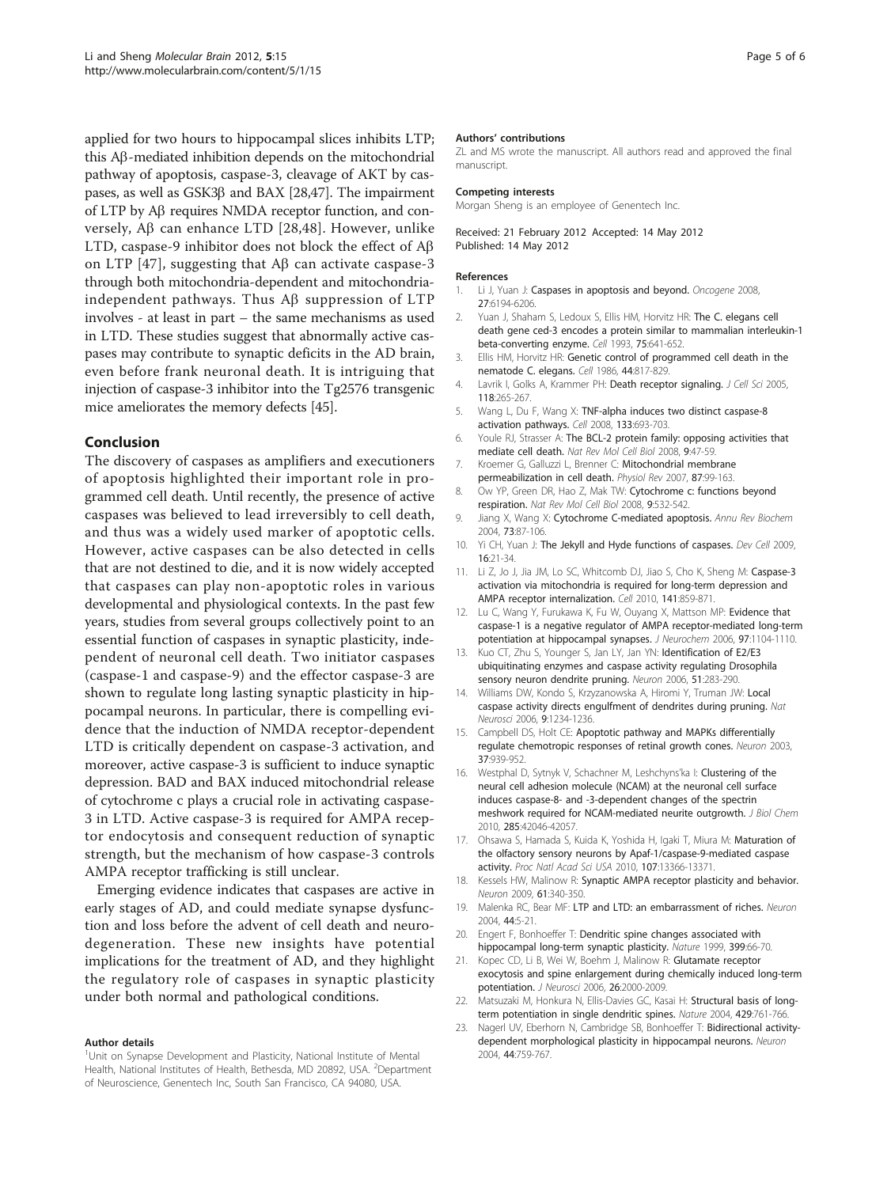applied for two hours to hippocampal slices inhibits LTP; this Aβ-mediated inhibition depends on the mitochondrial pathway of apoptosis, caspase-3, cleavage of AKT by caspases, as well as GSK3β and BAX [28,47]. The impairment of LTP by Aβ requires NMDA receptor function, and conversely, Aβ can enhance LTD [28,48]. However, unlike LTD, caspase-9 inhibitor does not block the effect of Aβ on LTP [47], suggesting that Aβ can activate caspase-3 through both mitochondria-dependent and mitochondria-independent pathways. Thus Aβ suppression of LTP involves - at least in part – the same mechanisms as used in LTD. These studies suggest that abnormally active caspases may contribute to synaptic deficits in the AD brain, even before frank neuronal death. It is intriguing that injection of caspase-3 inhibitor into the Tg2576 transgenic mice ameliorates the memory defects [45].

## Conclusion

The discovery of caspases as amplifiers and executioners of apoptosis highlighted their important role in programmed cell death. Until recently, the presence of active caspases was believed to lead irreversibly to cell death, and thus was a widely used marker of apoptotic cells. However, active caspases can be also detected in cells that are not destined to die, and it is now widely accepted that caspases can play non-apoptotic roles in various developmental and physiological contexts. In the past few years, studies from several groups collectively point to an essential function of caspases in synaptic plasticity, independent of neuronal cell death. Two initiator caspases (caspase-1 and caspase-9) and the effector caspase-3 are shown to regulate long lasting synaptic plasticity in hippocampal neurons. In particular, there is compelling evidence that the induction of NMDA receptor-dependent LTD is critically dependent on caspase-3 activation, and moreover, active caspase-3 is sufficient to induce synaptic depression. BAD and BAX induced mitochondrial release of cytochrome c plays a crucial role in activating caspase-3 in LTD. Active caspase-3 is required for AMPA receptor endocytosis and consequent reduction of synaptic strength, but the mechanism of how caspase-3 controls AMPA receptor trafficking is still unclear.

Emerging evidence indicates that caspases are active in early stages of AD, and could mediate synapse dysfunction and loss before the advent of cell death and neurodegeneration. These new insights have potential implications for the treatment of AD, and they highlight the regulatory role of caspases in synaptic plasticity under both normal and pathological conditions.

#### Author details

[1]Unit on Synapse Development and Plasticity, National Institute of Mental Health, National Institutes of Health, Bethesda, MD 20892, USA. [2]Department of Neuroscience, Genentech Inc, South San Francisco, CA 94080, USA.

#### Authors' contributions

ZL and MS wrote the manuscript. All authors read and approved the final manuscript.

#### Competing interests

Morgan Sheng is an employee of Genentech Inc.

Received: 21 February 2012 Accepted: 14 May 2012
Published: 14 May 2012

#### References

1. Li J, Yuan J: **Caspases in apoptosis and beyond.** *Oncogene* 2008, **27**:6194-6206.
2. Yuan J, Shaham S, Ledoux S, Ellis HM, Horvitz HR: **The C. elegans cell death gene ced-3 encodes a protein similar to mammalian interleukin-1 beta-converting enzyme.** *Cell* 1993, **75**:641-652.
3. Ellis HM, Horvitz HR: **Genetic control of programmed cell death in the nematode C. elegans.** *Cell* 1986, **44**:817-829.
4. Lavrik I, Golks A, Krammer PH: **Death receptor signaling.** *J Cell Sci* 2005, **118**:265-267.
5. Wang L, Du F, Wang X: **TNF-alpha induces two distinct caspase-8 activation pathways.** *Cell* 2008, **133**:693-703.
6. Youle RJ, Strasser A: **The BCL-2 protein family: opposing activities that mediate cell death.** *Nat Rev Mol Cell Biol* 2008, **9**:47-59.
7. Kroemer G, Galluzzi L, Brenner C: **Mitochondrial membrane permeabilization in cell death.** *Physiol Rev* 2007, **87**:99-163.
8. Ow YP, Green DR, Hao Z, Mak TW: **Cytochrome c: functions beyond respiration.** *Nat Rev Mol Cell Biol* 2008, **9**:532-542.
9. Jiang X, Wang X: **Cytochrome C-mediated apoptosis.** *Annu Rev Biochem* 2004, **73**:87-106.
10. Yi CH, Yuan J: **The Jekyll and Hyde functions of caspases.** *Dev Cell* 2009, **16**:21-34.
11. Li Z, Jo J, Jia JM, Lo SC, Whitcomb DJ, Jiao S, Cho K, Sheng M: **Caspase-3 activation via mitochondria is required for long-term depression and AMPA receptor internalization.** *Cell* 2010, **141**:859-871.
12. Lu C, Wang Y, Furukawa K, Fu W, Ouyang X, Mattson MP: **Evidence that caspase-1 is a negative regulator of AMPA receptor-mediated long-term potentiation at hippocampal synapses.** *J Neurochem* 2006, **97**:1104-1110.
13. Kuo CT, Zhu S, Younger S, Jan LY, Jan YN: **Identification of E2/E3 ubiquitinating enzymes and caspase activity regulating Drosophila sensory neuron dendrite pruning.** *Neuron* 2006, **51**:283-290.
14. Williams DW, Kondo S, Krzyzanowska A, Hiromi Y, Truman JW: **Local caspase activity directs engulfment of dendrites during pruning.** *Nat Neurosci* 2006, **9**:1234-1236.
15. Campbell DS, Holt CE: **Apoptotic pathway and MAPKs differentially regulate chemotropic responses of retinal growth cones.** *Neuron* 2003, **37**:939-952.
16. Westphal D, Sytnyk V, Schachner M, Leshchyns'ka I: **Clustering of the neural cell adhesion molecule (NCAM) at the neuronal cell surface induces caspase-8- and -3-dependent changes of the spectrin meshwork required for NCAM-mediated neurite outgrowth.** *J Biol Chem* 2010, **285**:42046-42057.
17. Ohsawa S, Hamada S, Kuida K, Yoshida H, Igaki T, Miura M: **Maturation of the olfactory sensory neurons by Apaf-1/caspase-9-mediated caspase activity.** *Proc Natl Acad Sci USA* 2010, **107**:13366-13371.
18. Kessels HW, Malinow R: **Synaptic AMPA receptor plasticity and behavior.** *Neuron* 2009, **61**:340-350.
19. Malenka RC, Bear MF: **LTP and LTD: an embarrassment of riches.** *Neuron* 2004, **44**:5-21.
20. Engert F, Bonhoeffer T: **Dendritic spine changes associated with hippocampal long-term synaptic plasticity.** *Nature* 1999, **399**:66-70.
21. Kopec CD, Li B, Wei W, Boehm J, Malinow R: **Glutamate receptor exocytosis and spine enlargement during chemically induced long-term potentiation.** *J Neurosci* 2006, **26**:2000-2009.
22. Matsuzaki M, Honkura N, Ellis-Davies GC, Kasai H: **Structural basis of long-term potentiation in single dendritic spines.** *Nature* 2004, **429**:761-766.
23. Nagerl UV, Eberhorn N, Cambridge SB, Bonhoeffer T: **Bidirectional activity-dependent morphological plasticity in hippocampal neurons.** *Neuron* 2004, **44**:759-767.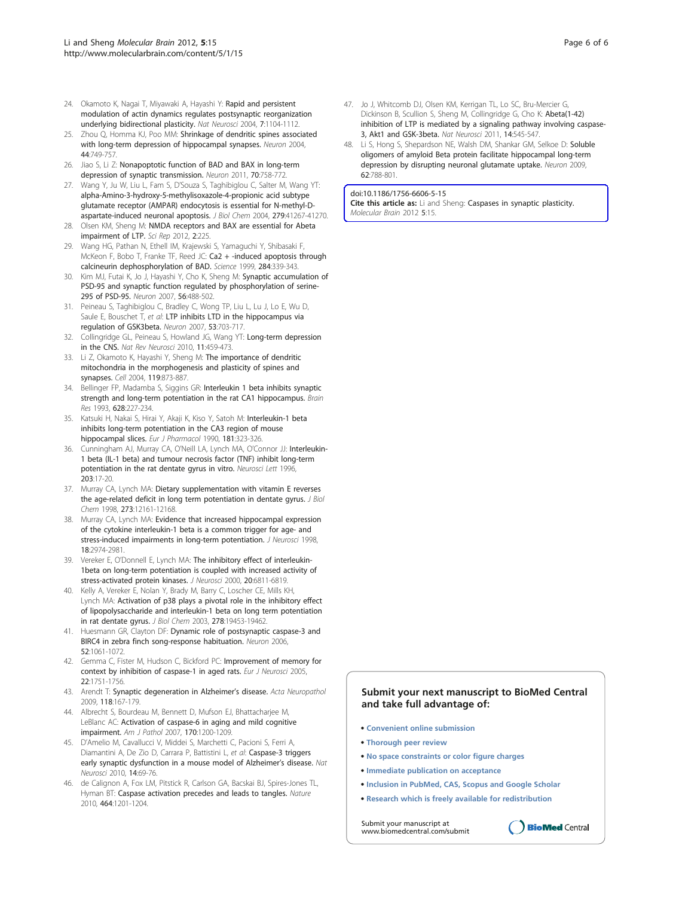24. Okamoto K, Nagai T, Miyawaki A, Hayashi Y: Rapid and persistent modulation of actin dynamics regulates postsynaptic reorganization underlying bidirectional plasticity. *Nat Neurosci* 2004, **7**:1104-1112.
25. Zhou Q, Homma KJ, Poo MM: Shrinkage of dendritic spines associated with long-term depression of hippocampal synapses. *Neuron* 2004, **44**:749-757.
26. Jiao S, Li Z: Nonapoptotic function of BAD and BAX in long-term depression of synaptic transmission. *Neuron* 2011, **70**:758-772.
27. Wang Y, Ju W, Liu L, Fam S, D'Souza S, Taghibiglou C, Salter M, Wang YT: alpha-Amino-3-hydroxy-5-methylisoxazole-4-propionic acid subtype glutamate receptor (AMPAR) endocytosis is essential for N-methyl-D-aspartate-induced neuronal apoptosis. *J Biol Chem* 2004, **279**:41267-41270.
28. Olsen KM, Sheng M: NMDA receptors and BAX are essential for Abeta impairment of LTP. *Sci Rep* 2012, **2**:225.
29. Wang HG, Pathan N, Ethell IM, Krajewski S, Yamaguchi Y, Shibasaki F, McKeon F, Bobo T, Franke TF, Reed JC: Ca2 + -induced apoptosis through calcineurin dephosphorylation of BAD. *Science* 1999, **284**:339-343.
30. Kim MJ, Futai K, Jo J, Hayashi Y, Cho K, Sheng M: Synaptic accumulation of PSD-95 and synaptic function regulated by phosphorylation of serine-295 of PSD-95. *Neuron* 2007, **56**:488-502.
31. Peineau S, Taghibiglou C, Bradley C, Wong TP, Liu L, Lu J, Lo E, Wu D, Saule E, Bouschet T, *et al*: LTP inhibits LTD in the hippocampus via regulation of GSK3beta. *Neuron* 2007, **53**:703-717.
32. Collingridge GL, Peineau S, Howland JG, Wang YT: Long-term depression in the CNS. *Nat Rev Neurosci* 2010, **11**:459-473.
33. Li Z, Okamoto K, Hayashi Y, Sheng M: The importance of dendritic mitochondria in the morphogenesis and plasticity of spines and synapses. *Cell* 2004, **119**:873-887.
34. Bellinger FP, Madamba S, Siggins GR: Interleukin 1 beta inhibits synaptic strength and long-term potentiation in the rat CA1 hippocampus. *Brain Res* 1993, **628**:227-234.
35. Katsuki H, Nakai S, Hirai Y, Akaji K, Kiso Y, Satoh M: Interleukin-1 beta inhibits long-term potentiation in the CA3 region of mouse hippocampal slices. *Eur J Pharmacol* 1990, **181**:323-326.
36. Cunningham AJ, Murray CA, O'Neill LA, Lynch MA, O'Connor JJ: Interleukin-1 beta (IL-1 beta) and tumour necrosis factor (TNF) inhibit long-term potentiation in the rat dentate gyrus in vitro. *Neurosci Lett* 1996, **203**:17-20.
37. Murray CA, Lynch MA: Dietary supplementation with vitamin E reverses the age-related deficit in long term potentiation in dentate gyrus. *J Biol Chem* 1998, **273**:12161-12168.
38. Murray CA, Lynch MA: Evidence that increased hippocampal expression of the cytokine interleukin-1 beta is a common trigger for age- and stress-induced impairments in long-term potentiation. *J Neurosci* 1998, **18**:2974-2981.
39. Vereker E, O'Donnell E, Lynch MA: The inhibitory effect of interleukin-1beta on long-term potentiation is coupled with increased activity of stress-activated protein kinases. *J Neurosci* 2000, **20**:6811-6819.
40. Kelly A, Vereker E, Nolan Y, Brady M, Barry C, Loscher CE, Mills KH, Lynch MA: Activation of p38 plays a pivotal role in the inhibitory effect of lipopolysaccharide and interleukin-1 beta on long term potentiation in rat dentate gyrus. *J Biol Chem* 2003, **278**:19453-19462.
41. Huesmann GR, Clayton DF: Dynamic role of postsynaptic caspase-3 and BIRC4 in zebra finch song-response habituation. *Neuron* 2006, **52**:1061-1072.
42. Gemma C, Fister M, Hudson C, Bickford PC: Improvement of memory for context by inhibition of caspase-1 in aged rats. *Eur J Neurosci* 2005, **22**:1751-1756.
43. Arendt T: Synaptic degeneration in Alzheimer's disease. *Acta Neuropathol* 2009, **118**:167-179.
44. Albrecht S, Bourdeau M, Bennett D, Mufson EJ, Bhattacharjee M, LeBlanc AC: Activation of caspase-6 in aging and mild cognitive impairment. *Am J Pathol* 2007, **170**:1200-1209.
45. D'Amelio M, Cavallucci V, Middei S, Marchetti C, Pacioni S, Ferri A, Diamantini A, De Zio D, Carrara P, Battistini L, *et al*: Caspase-3 triggers early synaptic dysfunction in a mouse model of Alzheimer's disease. *Nat Neurosci* 2010, **14**:69-76.
46. de Calignon A, Fox LM, Pitstick R, Carlson GA, Bacskai BJ, Spires-Jones TL, Hyman BT: Caspase activation precedes and leads to tangles. *Nature* 2010, **464**:1201-1204.
47. Jo J, Whitcomb DJ, Olsen KM, Kerrigan TL, Lo SC, Bru-Mercier G, Dickinson B, Scullion S, Sheng M, Collingridge G, Cho K: Abeta(1-42) inhibition of LTP is mediated by a signaling pathway involving caspase-3, Akt1 and GSK-3beta. *Nat Neurosci* 2011, **14**:545-547.
48. Li S, Hong S, Shepardson NE, Walsh DM, Shankar GM, Selkoe D: Soluble oligomers of amyloid Beta protein facilitate hippocampal long-term depression by disrupting neuronal glutamate uptake. *Neuron* 2009, **62**:788-801.

doi:10.1186/1756-6606-5-15

**Cite this article as:** Li and Sheng: Caspases in synaptic plasticity. *Molecular Brain* 2012 **5**:15.

**Submit your next manuscript to BioMed Central and take full advantage of:**

- Convenient online submission
- Thorough peer review
- No space constraints or color figure charges
- Immediate publication on acceptance
- Inclusion in PubMed, CAS, Scopus and Google Scholar
- Research which is freely available for redistribution

Submit your manuscript at www.biomedcentral.com/submit

BioMed Central